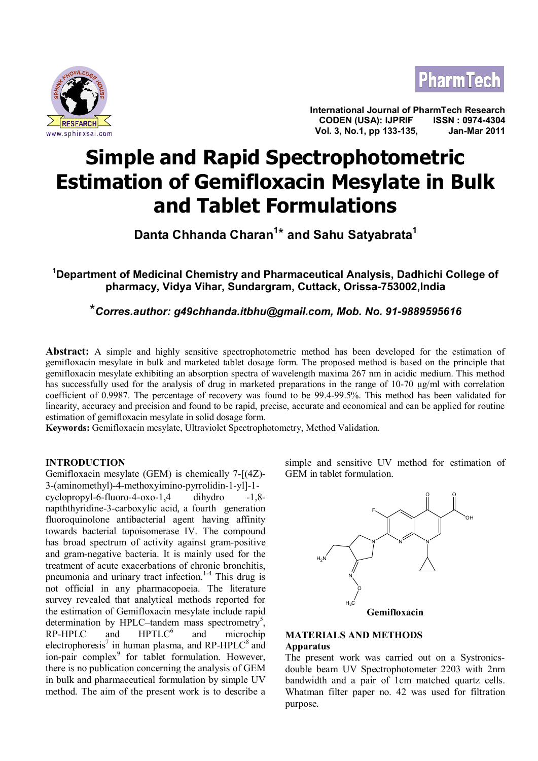# Simple and Rapid Spectrophotometric Estimation of Gemifloxacin Mesylate in Bulk and Tablet Formulations

**Danta Chhanda Charan[1]* and Sahu Satyabrata[1]**

**[1]Department of Medicinal Chemistry and Pharmaceutical Analysis, Dadhichi College of pharmacy, Vidya Vihar, Sundargram, Cuttack, Orissa-753002,India**

***Corres.author: g49chhanda.itbhu@gmail.com, Mob. No. 91-9889595616***

**Abstract:** A simple and highly sensitive spectrophotometric method has been developed for the estimation of gemifloxacin mesylate in bulk and marketed tablet dosage form. The proposed method is based on the principle that gemifloxacin mesylate exhibiting an absorption spectra of wavelength maxima 267 nm in acidic medium. This method has successfully used for the analysis of drug in marketed preparations in the range of 10-70 µg/ml with correlation coefficient of 0.9987. The percentage of recovery was found to be 99.4-99.5%. This method has been validated for linearity, accuracy and precision and found to be rapid, precise, accurate and economical and can be applied for routine estimation of gemifloxacin mesylate in solid dosage form.

**Keywords:** Gemifloxacin mesylate, Ultraviolet Spectrophotometry, Method Validation.

## INTRODUCTION

Gemifloxacin mesylate (GEM) is chemically 7-[(4Z)-3-(aminomethyl)-4-methoxyimino-pyrrolidin-1-yl]-1-cyclopropyl-6-fluoro-4-oxo-1,4 dihydro -1,8-napththyridine-3-carboxylic acid, a fourth generation fluoroquinolone antibacterial agent having affinity towards bacterial topoisomerase IV. The compound has broad spectrum of activity against gram-positive and gram-negative bacteria. It is mainly used for the treatment of acute exacerbations of chronic bronchitis, pneumonia and urinary tract infection.[1-4] This drug is not official in any pharmacopoeia. The literature survey revealed that analytical methods reported for the estimation of Gemifloxacin mesylate include rapid determination by HPLC–tandem mass spectrometry[5], RP-HPLC and HPTLC[6] and microchip electrophoresis[7] in human plasma, and RP-HPLC[8] and ion-pair complex[9] for tablet formulation. However, there is no publication concerning the analysis of GEM in bulk and pharmaceutical formulation by simple UV method. The aim of the present work is to describe a simple and sensitive UV method for estimation of GEM in tablet formulation.

**Gemifloxacin**

## MATERIALS AND METHODS

### Apparatus

The present work was carried out on a Systronics-double beam UV Spectrophotometer 2203 with 2nm bandwidth and a pair of 1cm matched quartz cells. Whatman filter paper no. 42 was used for filtration purpose.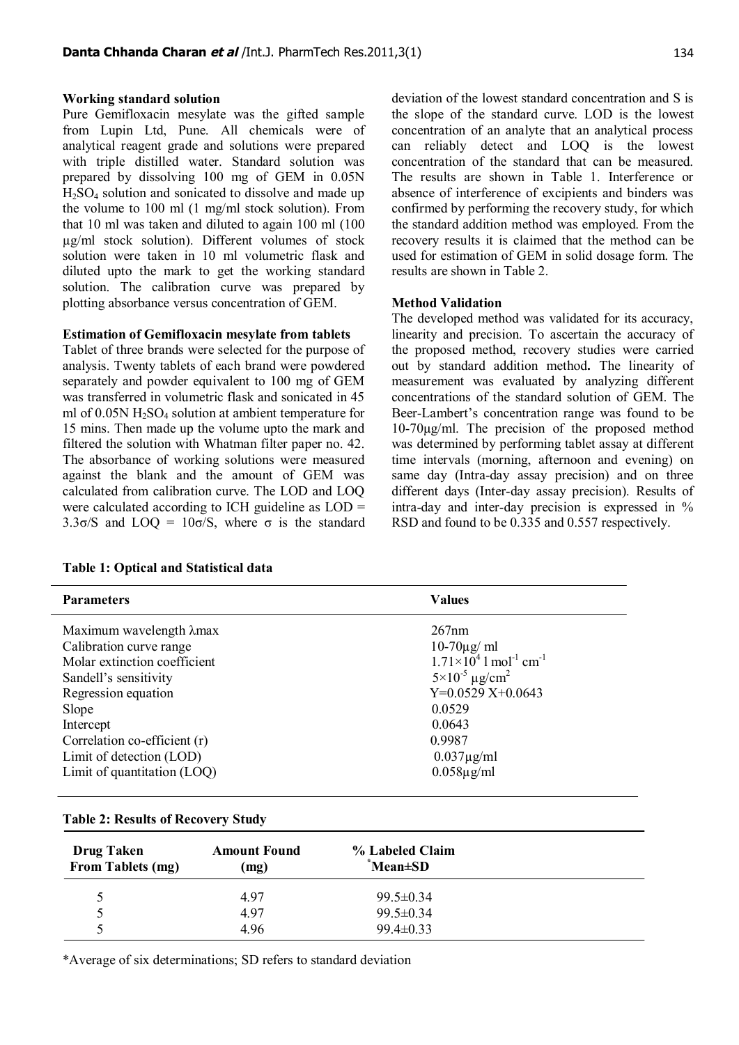### Working standard solution

Pure Gemifloxacin mesylate was the gifted sample from Lupin Ltd, Pune. All chemicals were of analytical reagent grade and solutions were prepared with triple distilled water. Standard solution was prepared by dissolving 100 mg of GEM in 0.05N $H_2SO_4$ solution and sonicated to dissolve and made up the volume to 100 ml (1 mg/ml stock solution). From that 10 ml was taken and diluted to again 100 ml (100 μg/ml stock solution). Different volumes of stock solution were taken in 10 ml volumetric flask and diluted upto the mark to get the working standard solution. The calibration curve was prepared by plotting absorbance versus concentration of GEM.

### Estimation of Gemifloxacin mesylate from tablets

Tablet of three brands were selected for the purpose of analysis. Twenty tablets of each brand were powdered separately and powder equivalent to 100 mg of GEM was transferred in volumetric flask and sonicated in 45 ml of 0.05N $H_2SO_4$ solution at ambient temperature for 15 mins. Then made up the volume upto the mark and filtered the solution with Whatman filter paper no. 42. The absorbance of working solutions were measured against the blank and the amount of GEM was calculated from calibration curve. The LOD and LOQ were calculated according to ICH guideline as $LOD = 3.3\sigma/S$ and $LOQ = 10\sigma/S$, where $\sigma$ is the standard deviation of the lowest standard concentration and S is the slope of the standard curve. LOD is the lowest concentration of an analyte that an analytical process can reliably detect and LOQ is the lowest concentration of the standard that can be measured. The results are shown in Table 1. Interference or absence of interference of excipients and binders was confirmed by performing the recovery study, for which the standard addition method was employed. From the recovery results it is claimed that the method can be used for estimation of GEM in solid dosage form. The results are shown in Table 2.

### Method Validation

The developed method was validated for its accuracy, linearity and precision. To ascertain the accuracy of the proposed method, recovery studies were carried out by standard addition method**.** The linearity of measurement was evaluated by analyzing different concentrations of the standard solution of GEM. The Beer-Lambert's concentration range was found to be 10-70μg/ml. The precision of the proposed method was determined by performing tablet assay at different time intervals (morning, afternoon and evening) on same day (Intra-day assay precision) and on three different days (Inter-day assay precision). Results of intra-day and inter-day precision is expressed in % RSD and found to be 0.335 and 0.557 respectively.

**Table 1: Optical and Statistical data**

| Parameters | Values |
|---|---|
| Maximum wavelength λmax | 267nm |
| Calibration curve range | 10-70μg/ ml |
| Molar extinction coefficient | $1.71\times10^4$ l mol$^{-1}$ cm$^{-1}$ |
| Sandell's sensitivity | $5\times10^{-5}$ μg/cm$^2$ |
| Regression equation | Y=0.0529 X+0.0643 |
| Slope | 0.0529 |
| Intercept | 0.0643 |
| Correlation co-efficient (r) | 0.9987 |
| Limit of detection (LOD) | 0.037μg/ml |
| Limit of quantitation (LOQ) | 0.058μg/ml |

**Table 2: Results of Recovery Study**

| Drug Taken From Tablets (mg) | Amount Found (mg) | % Labeled Claim *Mean±SD |
|---|---|---|
| 5 | 4.97 | 99.5±0.34 |
| 5 | 4.97 | 99.5±0.34 |
| 5 | 4.96 | 99.4±0.33 |

*Average of six determinations; SD refers to standard deviation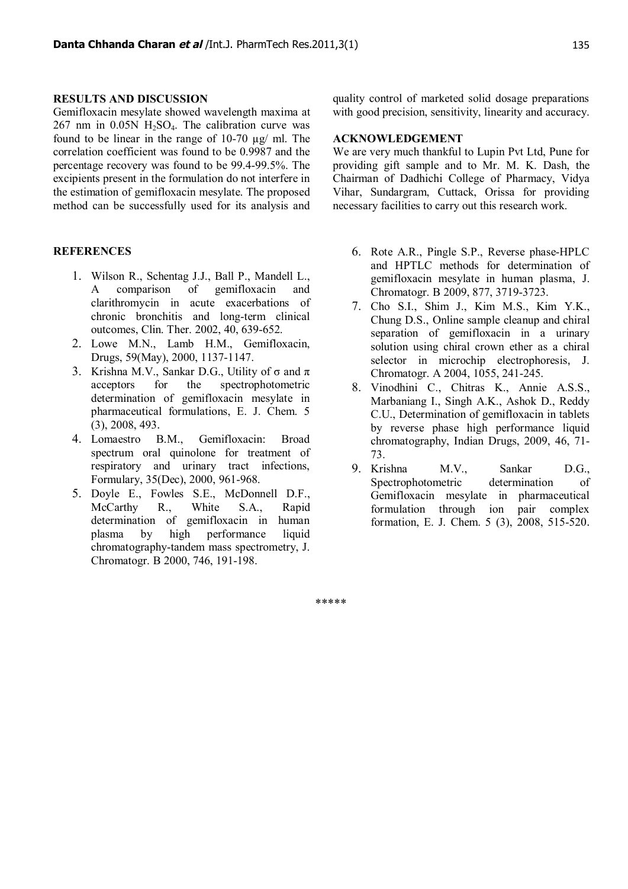## RESULTS AND DISCUSSION

Gemifloxacin mesylate showed wavelength maxima at 267 nm in 0.05N $H_2SO_4$. The calibration curve was found to be linear in the range of 10-70 µg/ ml. The correlation coefficient was found to be 0.9987 and the percentage recovery was found to be 99.4-99.5%. The excipients present in the formulation do not interfere in the estimation of gemifloxacin mesylate. The proposed method can be successfully used for its analysis and quality control of marketed solid dosage preparations with good precision, sensitivity, linearity and accuracy.

## ACKNOWLEDGEMENT

We are very much thankful to Lupin Pvt Ltd, Pune for providing gift sample and to Mr. M. K. Dash, the Chairman of Dadhichi College of Pharmacy, Vidya Vihar, Sundargram, Cuttack, Orissa for providing necessary facilities to carry out this research work.

## REFERENCES

1. Wilson R., Schentag J.J., Ball P., Mandell L., A comparison of gemifloxacin and clarithromycin in acute exacerbations of chronic bronchitis and long-term clinical outcomes, Clin. Ther. 2002, 40, 639-652.
2. Lowe M.N., Lamb H.M., Gemifloxacin, Drugs, 59(May), 2000, 1137-1147.
3. Krishna M.V., Sankar D.G., Utility of σ and π acceptors for the spectrophotometric determination of gemifloxacin mesylate in pharmaceutical formulations, E. J. Chem. 5 (3), 2008, 493.
4. Lomaestro B.M., Gemifloxacin: Broad spectrum oral quinolone for treatment of respiratory and urinary tract infections, Formulary, 35(Dec), 2000, 961-968.
5. Doyle E., Fowles S.E., McDonnell D.F., McCarthy R., White S.A., Rapid determination of gemifloxacin in human plasma by high performance liquid chromatography-tandem mass spectrometry, J. Chromatogr. B 2000, 746, 191-198.
6. Rote A.R., Pingle S.P., Reverse phase-HPLC and HPTLC methods for determination of gemifloxacin mesylate in human plasma, J. Chromatogr. B 2009, 877, 3719-3723.
7. Cho S.I., Shim J., Kim M.S., Kim Y.K., Chung D.S., Online sample cleanup and chiral separation of gemifloxacin in a urinary solution using chiral crown ether as a chiral selector in microchip electrophoresis, J. Chromatogr. A 2004, 1055, 241-245.
8. Vinodhini C., Chitras K., Annie A.S.S., Marbaniang I., Singh A.K., Ashok D., Reddy C.U., Determination of gemifloxacin in tablets by reverse phase high performance liquid chromatography, Indian Drugs, 2009, 46, 71-73.
9. Krishna M.V., Sankar D.G., Spectrophotometric determination of Gemifloxacin mesylate in pharmaceutical formulation through ion pair complex formation, E. J. Chem. 5 (3), 2008, 515-520.

*****